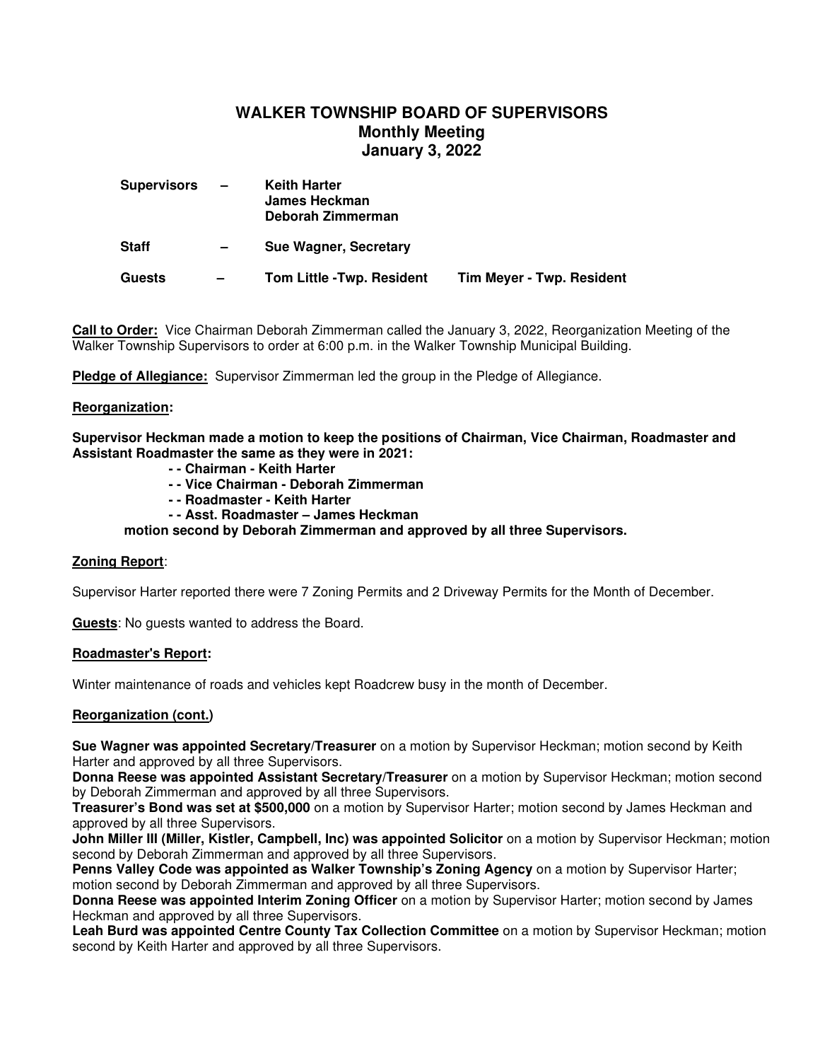# WALKER TOWNSHIP BOARD OF SUPERVISORS
## Monthly Meeting
## January 3, 2022

| | | | |
|---|---|---|---|
| **Supervisors** | **–** | **Keith Harter**<br>**James Heckman**<br>**Deborah Zimmerman** | |
| **Staff** | **–** | **Sue Wagner, Secretary** | |
| **Guests** | **–** | **Tom Little -Twp. Resident** | **Tim Meyer - Twp. Resident** |

**Call to Order:** Vice Chairman Deborah Zimmerman called the January 3, 2022, Reorganization Meeting of the Walker Township Supervisors to order at 6:00 p.m. in the Walker Township Municipal Building.

**Pledge of Allegiance:** Supervisor Zimmerman led the group in the Pledge of Allegiance.

**Reorganization:**

**Supervisor Heckman made a motion to keep the positions of Chairman, Vice Chairman, Roadmaster and Assistant Roadmaster the same as they were in 2021:**

- **- - Chairman - Keith Harter**
- **- - Vice Chairman - Deborah Zimmerman**
- **- - Roadmaster - Keith Harter**
- **- - Asst. Roadmaster – James Heckman**

**motion second by Deborah Zimmerman and approved by all three Supervisors.**

**Zoning Report**:

Supervisor Harter reported there were 7 Zoning Permits and 2 Driveway Permits for the Month of December.

**Guests**: No guests wanted to address the Board.

**Roadmaster's Report:**

Winter maintenance of roads and vehicles kept Roadcrew busy in the month of December.

**Reorganization (cont.)**

**Sue Wagner was appointed Secretary/Treasurer** on a motion by Supervisor Heckman; motion second by Keith Harter and approved by all three Supervisors.
**Donna Reese was appointed Assistant Secretary/Treasurer** on a motion by Supervisor Heckman; motion second by Deborah Zimmerman and approved by all three Supervisors.
**Treasurer's Bond was set at $500,000** on a motion by Supervisor Harter; motion second by James Heckman and approved by all three Supervisors.
**John Miller III (Miller, Kistler, Campbell, Inc) was appointed Solicitor** on a motion by Supervisor Heckman; motion second by Deborah Zimmerman and approved by all three Supervisors.
**Penns Valley Code was appointed as Walker Township's Zoning Agency** on a motion by Supervisor Harter; motion second by Deborah Zimmerman and approved by all three Supervisors.
**Donna Reese was appointed Interim Zoning Officer** on a motion by Supervisor Harter; motion second by James Heckman and approved by all three Supervisors.
**Leah Burd was appointed Centre County Tax Collection Committee** on a motion by Supervisor Heckman; motion second by Keith Harter and approved by all three Supervisors.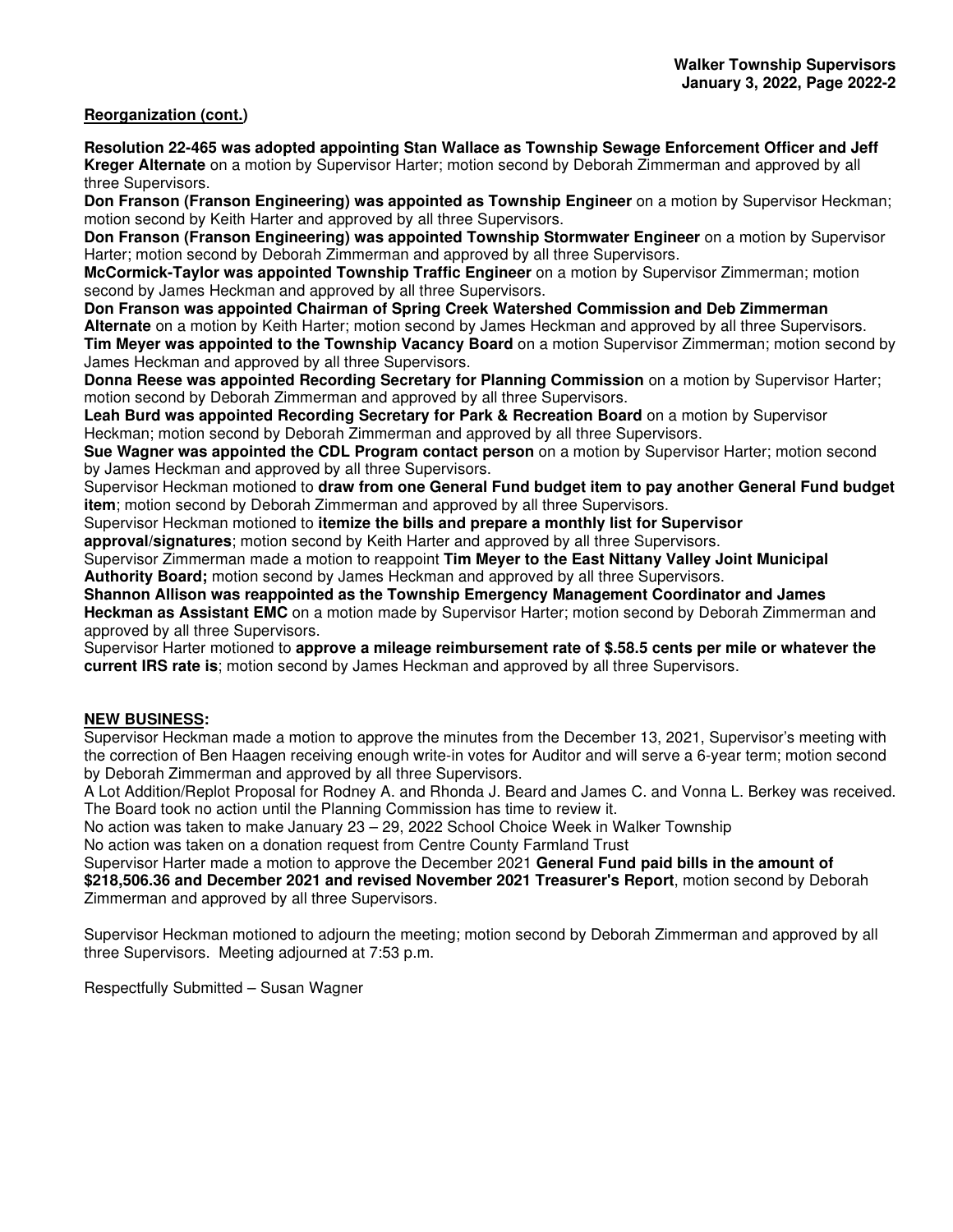**Reorganization (cont.)**

**Resolution 22-465 was adopted appointing Stan Wallace as Township Sewage Enforcement Officer and Jeff Kreger Alternate** on a motion by Supervisor Harter; motion second by Deborah Zimmerman and approved by all three Supervisors.

**Don Franson (Franson Engineering) was appointed as Township Engineer** on a motion by Supervisor Heckman; motion second by Keith Harter and approved by all three Supervisors.

**Don Franson (Franson Engineering) was appointed Township Stormwater Engineer** on a motion by Supervisor Harter; motion second by Deborah Zimmerman and approved by all three Supervisors.

**McCormick-Taylor was appointed Township Traffic Engineer** on a motion by Supervisor Zimmerman; motion second by James Heckman and approved by all three Supervisors.

**Don Franson was appointed Chairman of Spring Creek Watershed Commission and Deb Zimmerman Alternate** on a motion by Keith Harter; motion second by James Heckman and approved by all three Supervisors.

**Tim Meyer was appointed to the Township Vacancy Board** on a motion Supervisor Zimmerman; motion second by James Heckman and approved by all three Supervisors.

**Donna Reese was appointed Recording Secretary for Planning Commission** on a motion by Supervisor Harter; motion second by Deborah Zimmerman and approved by all three Supervisors.

**Leah Burd was appointed Recording Secretary for Park & Recreation Board** on a motion by Supervisor Heckman; motion second by Deborah Zimmerman and approved by all three Supervisors.

**Sue Wagner was appointed the CDL Program contact person** on a motion by Supervisor Harter; motion second by James Heckman and approved by all three Supervisors.

Supervisor Heckman motioned to **draw from one General Fund budget item to pay another General Fund budget item**; motion second by Deborah Zimmerman and approved by all three Supervisors.

Supervisor Heckman motioned to **itemize the bills and prepare a monthly list for Supervisor approval/signatures**; motion second by Keith Harter and approved by all three Supervisors.

Supervisor Zimmerman made a motion to reappoint **Tim Meyer to the East Nittany Valley Joint Municipal Authority Board;** motion second by James Heckman and approved by all three Supervisors.

**Shannon Allison was reappointed as the Township Emergency Management Coordinator and James Heckman as Assistant EMC** on a motion made by Supervisor Harter; motion second by Deborah Zimmerman and approved by all three Supervisors.

Supervisor Harter motioned to **approve a mileage reimbursement rate of $.58.5 cents per mile or whatever the current IRS rate is**; motion second by James Heckman and approved by all three Supervisors.

**NEW BUSINESS:**

Supervisor Heckman made a motion to approve the minutes from the December 13, 2021, Supervisor's meeting with the correction of Ben Haagen receiving enough write-in votes for Auditor and will serve a 6-year term; motion second by Deborah Zimmerman and approved by all three Supervisors.

A Lot Addition/Replot Proposal for Rodney A. and Rhonda J. Beard and James C. and Vonna L. Berkey was received. The Board took no action until the Planning Commission has time to review it.

No action was taken to make January 23 – 29, 2022 School Choice Week in Walker Township

No action was taken on a donation request from Centre County Farmland Trust

Supervisor Harter made a motion to approve the December 2021 **General Fund paid bills in the amount of $218,506.36 and December 2021 and revised November 2021 Treasurer's Report**, motion second by Deborah Zimmerman and approved by all three Supervisors.

Supervisor Heckman motioned to adjourn the meeting; motion second by Deborah Zimmerman and approved by all three Supervisors. Meeting adjourned at 7:53 p.m.

Respectfully Submitted – Susan Wagner